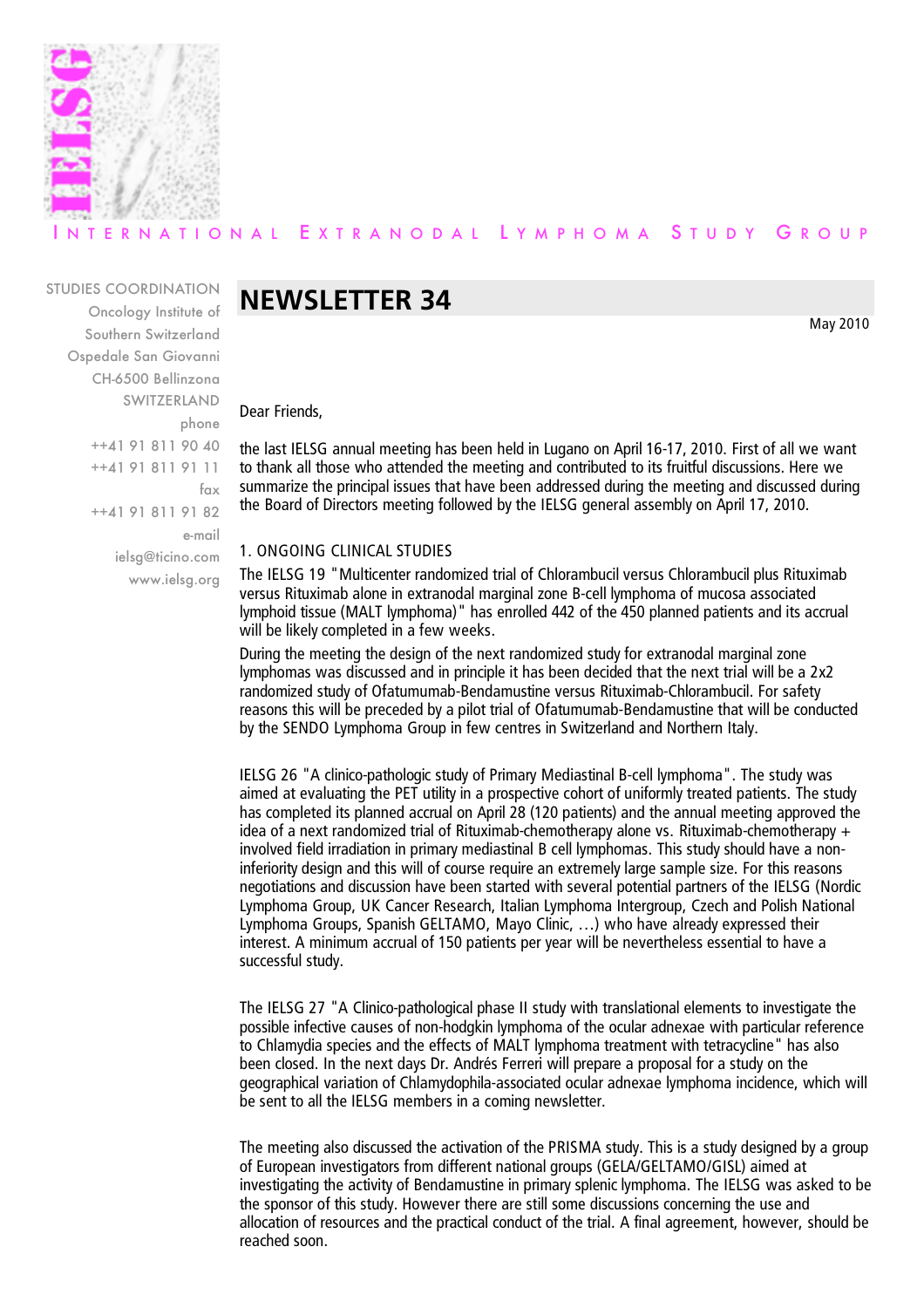IELSG

INTERNATIONAL EXTRANODAL LYMPHOMA STUDY GROUP

STUDIES COORDINATION
Oncology Institute of
Southern Switzerland
Ospedale San Giovanni
CH-6500 Bellinzona
SWITZERLAND
phone
++41 91 811 90 40
++41 91 811 91 11
fax
++41 91 811 91 82
e-mail
ielsg@ticino.com
www.ielsg.org

# NEWSLETTER 34

May 2010

Dear Friends,

the last IELSG annual meeting has been held in Lugano on April 16-17, 2010. First of all we want to thank all those who attended the meeting and contributed to its fruitful discussions. Here we summarize the principal issues that have been addressed during the meeting and discussed during the Board of Directors meeting followed by the IELSG general assembly on April 17, 2010.

## 1. ONGOING CLINICAL STUDIES

The IELSG 19 "Multicenter randomized trial of Chlorambucil versus Chlorambucil plus Rituximab versus Rituximab alone in extranodal marginal zone B-cell lymphoma of mucosa associated lymphoid tissue (MALT lymphoma)" has enrolled 442 of the 450 planned patients and its accrual will be likely completed in a few weeks.

During the meeting the design of the next randomized study for extranodal marginal zone lymphomas was discussed and in principle it has been decided that the next trial will be a 2x2 randomized study of Ofatumumab-Bendamustine versus Rituximab-Chlorambucil. For safety reasons this will be preceded by a pilot trial of Ofatumumab-Bendamustine that will be conducted by the SENDO Lymphoma Group in few centres in Switzerland and Northern Italy.

IELSG 26 "A clinico-pathologic study of Primary Mediastinal B-cell lymphoma". The study was aimed at evaluating the PET utility in a prospective cohort of uniformly treated patients. The study has completed its planned accrual on April 28 (120 patients) and the annual meeting approved the idea of a next randomized trial of Rituximab-chemotherapy alone vs. Rituximab-chemotherapy + involved field irradiation in primary mediastinal B cell lymphomas. This study should have a non-inferiority design and this will of course require an extremely large sample size. For this reasons negotiations and discussion have been started with several potential partners of the IELSG (Nordic Lymphoma Group, UK Cancer Research, Italian Lymphoma Intergroup, Czech and Polish National Lymphoma Groups, Spanish GELTAMO, Mayo Clinic, …) who have already expressed their interest. A minimum accrual of 150 patients per year will be nevertheless essential to have a successful study.

The IELSG 27 "A Clinico-pathological phase II study with translational elements to investigate the possible infective causes of non-hodgkin lymphoma of the ocular adnexae with particular reference to Chlamydia species and the effects of MALT lymphoma treatment with tetracycline" has also been closed. In the next days Dr. Andrés Ferreri will prepare a proposal for a study on the geographical variation of Chlamydophila-associated ocular adnexae lymphoma incidence, which will be sent to all the IELSG members in a coming newsletter.

The meeting also discussed the activation of the PRISMA study. This is a study designed by a group of European investigators from different national groups (GELA/GELTAMO/GISL) aimed at investigating the activity of Bendamustine in primary splenic lymphoma. The IELSG was asked to be the sponsor of this study. However there are still some discussions concerning the use and allocation of resources and the practical conduct of the trial. A final agreement, however, should be reached soon.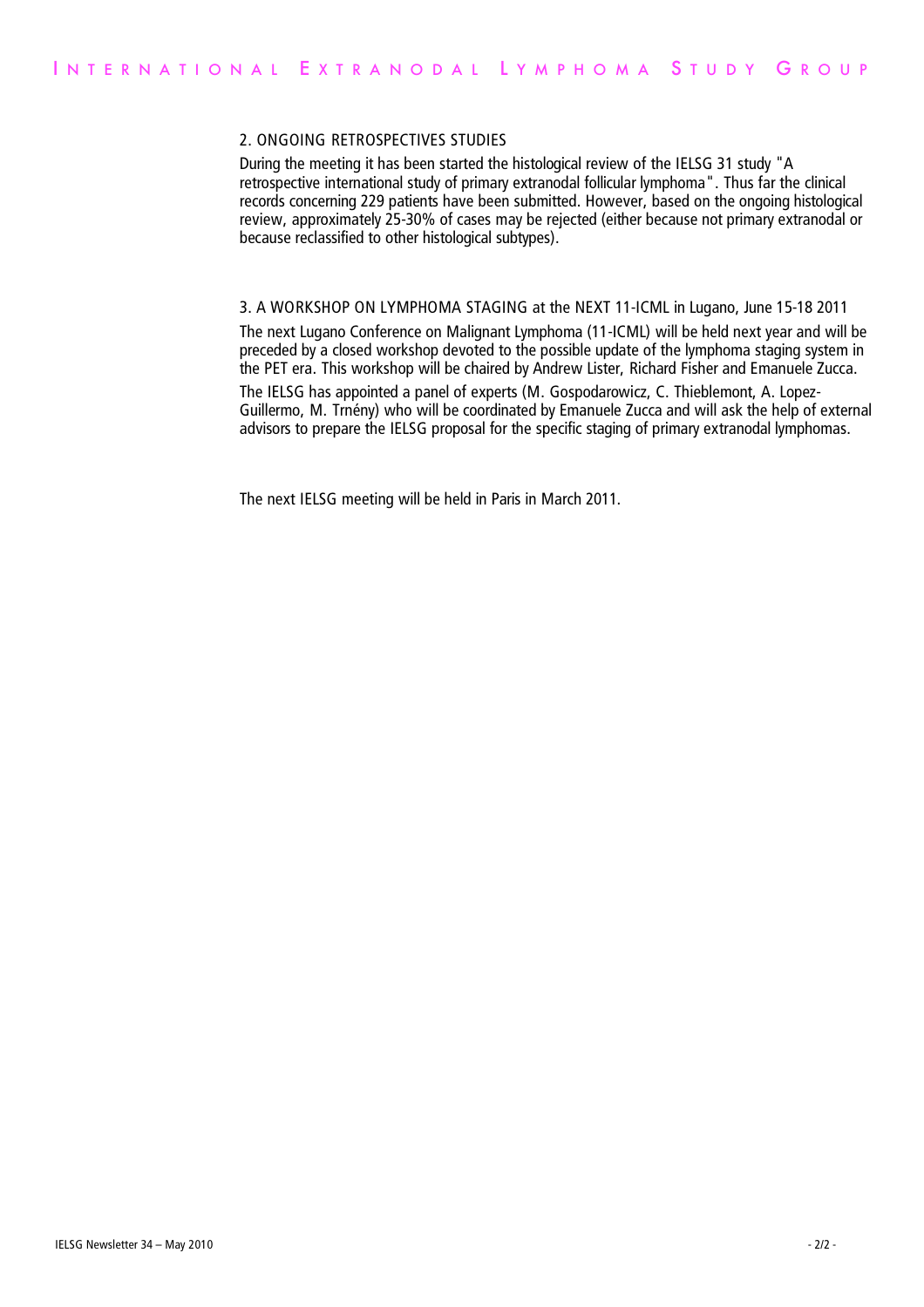## 2. ONGOING RETROSPECTIVES STUDIES

During the meeting it has been started the histological review of the IELSG 31 study "A retrospective international study of primary extranodal follicular lymphoma". Thus far the clinical records concerning 229 patients have been submitted. However, based on the ongoing histological review, approximately 25-30% of cases may be rejected (either because not primary extranodal or because reclassified to other histological subtypes).

## 3. A WORKSHOP ON LYMPHOMA STAGING at the NEXT 11-ICML in Lugano, June 15-18 2011

The next Lugano Conference on Malignant Lymphoma (11-ICML) will be held next year and will be preceded by a closed workshop devoted to the possible update of the lymphoma staging system in the PET era. This workshop will be chaired by Andrew Lister, Richard Fisher and Emanuele Zucca.

The IELSG has appointed a panel of experts (M. Gospodarowicz, C. Thieblemont, A. Lopez-Guillermo, M. Trnény) who will be coordinated by Emanuele Zucca and will ask the help of external advisors to prepare the IELSG proposal for the specific staging of primary extranodal lymphomas.

The next IELSG meeting will be held in Paris in March 2011.